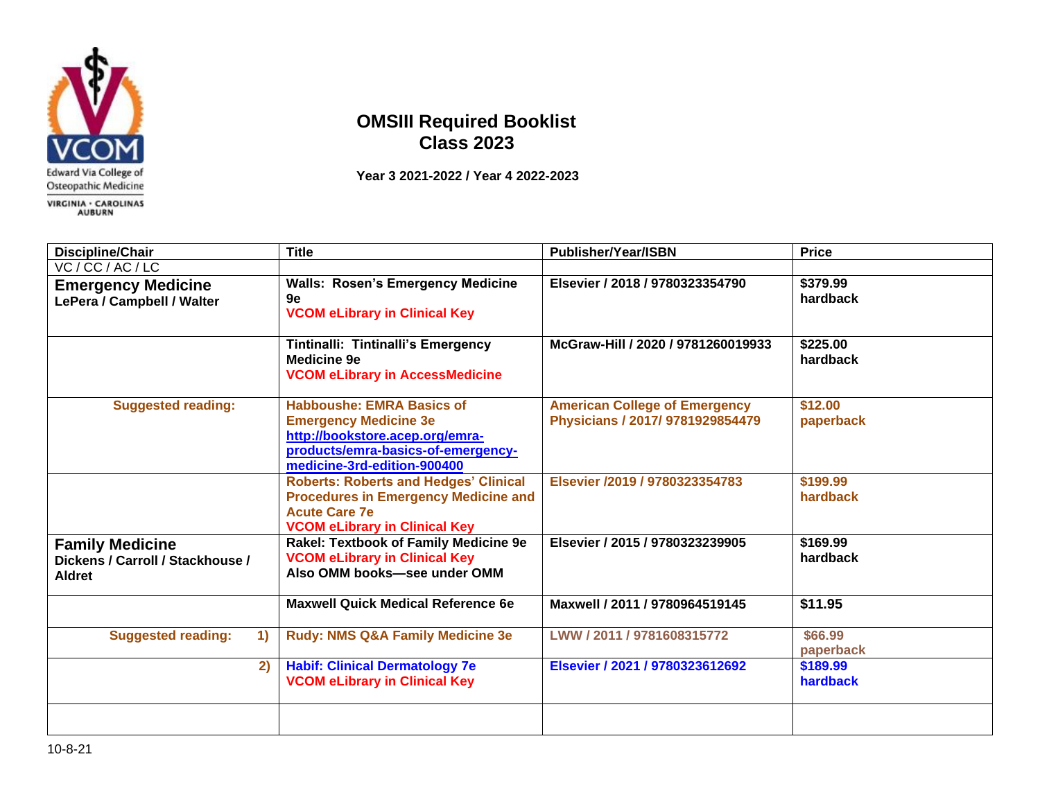Edward Via College of Osteopathic Medicine

VIRGINIA · CAROLINAS AUBURN

# OMSIII Required Booklist
## Class 2023

**Year 3 2021-2022 / Year 4 2022-2023**

| Discipline/Chair | Title | Publisher/Year/ISBN | Price |
|---|---|---|---|
| VC / CC / AC / LC | | | |
| **Emergency Medicine** **LePera / Campbell / Walter** | **Walls: Rosen's Emergency Medicine 9e** **VCOM eLibrary in Clinical Key** | **Elsevier / 2018 / 9780323354790** | **$379.99 hardback** |
| | **Tintinalli: Tintinalli's Emergency Medicine 9e** **VCOM eLibrary in AccessMedicine** | **McGraw-Hill / 2020 / 9781260019933** | **$225.00 hardback** |
| **Suggested reading:** | **Habboushe: EMRA Basics of Emergency Medicine 3e** http://bookstore.acep.org/emra-products/emra-basics-of-emergency-medicine-3rd-edition-900400 | **American College of Emergency Physicians / 2017/ 9781929854479** | **$12.00 paperback** |
| | **Roberts: Roberts and Hedges' Clinical Procedures in Emergency Medicine and Acute Care 7e** **VCOM eLibrary in Clinical Key** | **Elsevier /2019 / 9780323354783** | **$199.99 hardback** |
| **Family Medicine** **Dickens / Carroll / Stackhouse / Aldret** | **Rakel: Textbook of Family Medicine 9e** **VCOM eLibrary in Clinical Key** **Also OMM books—see under OMM** | **Elsevier / 2015 / 9780323239905** | **$169.99 hardback** |
| | **Maxwell Quick Medical Reference 6e** | **Maxwell / 2011 / 9780964519145** | **$11.95** |
| **Suggested reading: 1)** | **Rudy: NMS Q&A Family Medicine 3e** | **LWW / 2011 / 9781608315772** | **$66.99 paperback** |
| **2)** | **Habif: Clinical Dermatology 7e** **VCOM eLibrary in Clinical Key** | **Elsevier / 2021 / 9780323612692** | **$189.99 hardback** |
| | | | |

10-8-21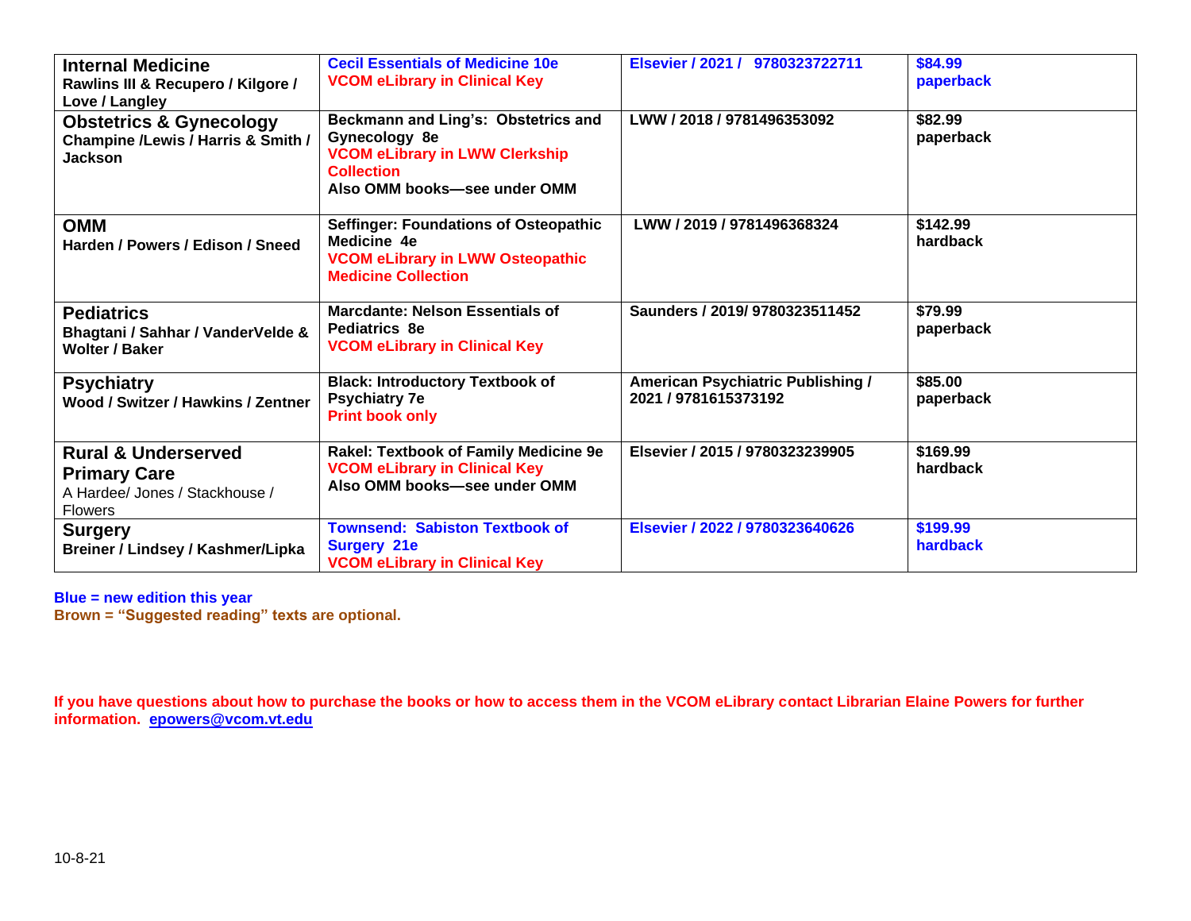| | | | |
|---|---|---|---|
| **Internal Medicine** Rawlins III & Recupero / Kilgore / Love / Langley | **Cecil Essentials of Medicine 10e** **VCOM eLibrary in Clinical Key** | **Elsevier / 2021 / 9780323722711** | **$84.99 paperback** |
| **Obstetrics & Gynecology** Champine /Lewis / Harris & Smith / Jackson | **Beckmann and Ling's: Obstetrics and Gynecology 8e** **VCOM eLibrary in LWW Clerkship Collection** Also OMM books—see under OMM | **LWW / 2018 / 9781496353092** | **$82.99 paperback** |
| **OMM** Harden / Powers / Edison / Sneed | **Seffinger: Foundations of Osteopathic Medicine 4e** **VCOM eLibrary in LWW Osteopathic Medicine Collection** | **LWW / 2019 / 9781496368324** | **$142.99 hardback** |
| **Pediatrics** Bhagtani / Sahhar / VanderVelde & Wolter / Baker | **Marcdante: Nelson Essentials of Pediatrics 8e** **VCOM eLibrary in Clinical Key** | **Saunders / 2019/ 9780323511452** | **$79.99 paperback** |
| **Psychiatry** Wood / Switzer / Hawkins / Zentner | **Black: Introductory Textbook of Psychiatry 7e** **Print book only** | **American Psychiatric Publishing / 2021 / 9781615373192** | **$85.00 paperback** |
| **Rural & Underserved Primary Care** A Hardee/ Jones / Stackhouse / Flowers | **Rakel: Textbook of Family Medicine 9e** **VCOM eLibrary in Clinical Key** Also OMM books—see under OMM | **Elsevier / 2015 / 9780323239905** | **$169.99 hardback** |
| **Surgery** Breiner / Lindsey / Kashmer/Lipka | **Townsend: Sabiston Textbook of Surgery 21e** **VCOM eLibrary in Clinical Key** | **Elsevier / 2022 / 9780323640626** | **$199.99 hardback** |

**Blue = new edition this year**
**Brown = "Suggested reading" texts are optional.**

**If you have questions about how to purchase the books or how to access them in the VCOM eLibrary contact Librarian Elaine Powers for further information. epowers@vcom.vt.edu**

10-8-21